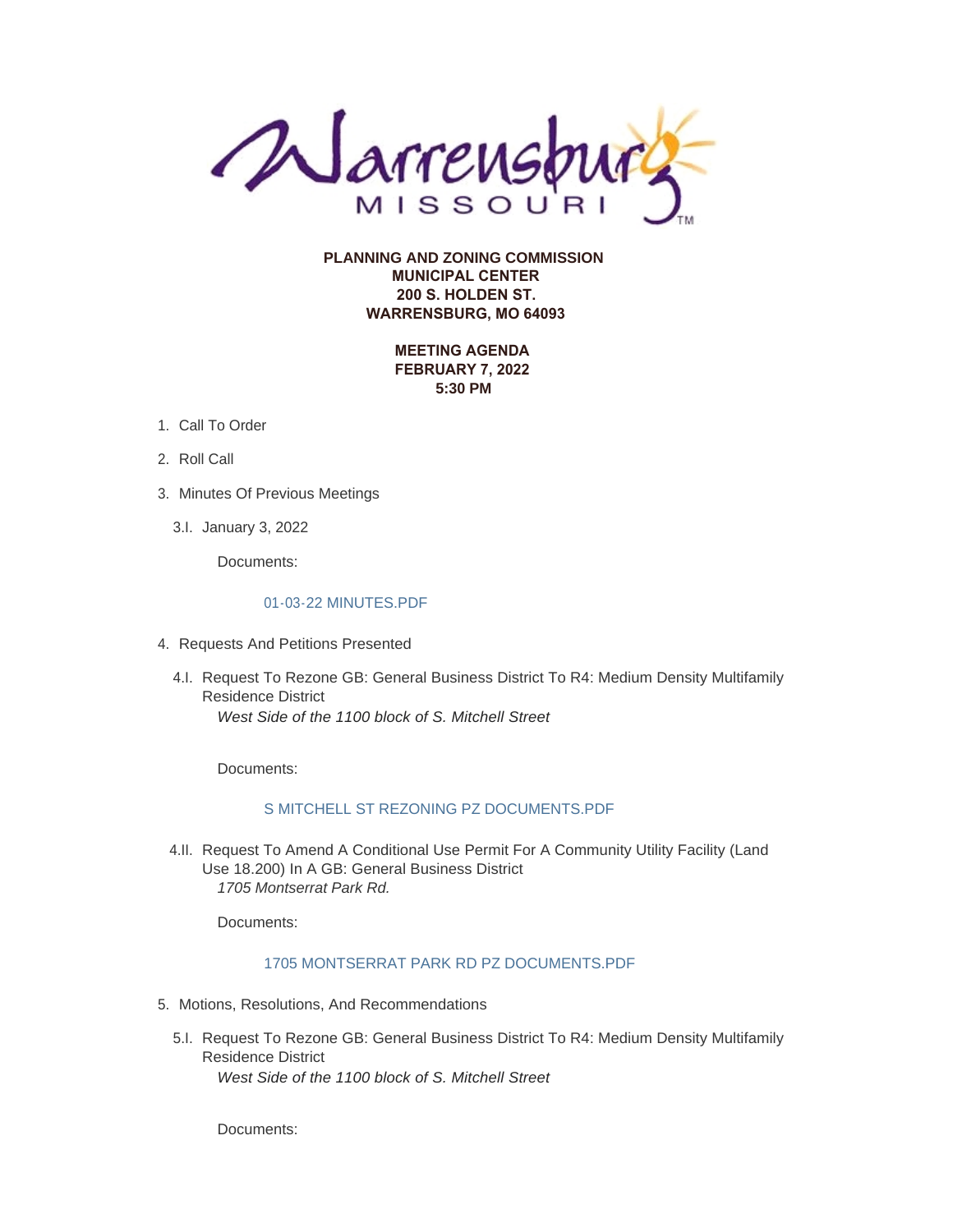**PLANNING AND ZONING COMMISSION**
**MUNICIPAL CENTER**
**200 S. HOLDEN ST.**
**WARRENSBURG, MO 64093**

**MEETING AGENDA**
**FEBRUARY 7, 2022**
**5:30 PM**

1. Call To Order
2. Roll Call
3. Minutes Of Previous Meetings

   3.I. January 3, 2022

   Documents:

   01-03-22 MINUTES.PDF

4. Requests And Petitions Presented

   4.I. Request To Rezone GB: General Business District To R4: Medium Density Multifamily Residence District
   *West Side of the 1100 block of S. Mitchell Street*

   Documents:

   S MITCHELL ST REZONING PZ DOCUMENTS.PDF

   4.II. Request To Amend A Conditional Use Permit For A Community Utility Facility (Land Use 18.200) In A GB: General Business District
   *1705 Montserrat Park Rd.*

   Documents:

   1705 MONTSERRAT PARK RD PZ DOCUMENTS.PDF

5. Motions, Resolutions, And Recommendations

   5.I. Request To Rezone GB: General Business District To R4: Medium Density Multifamily Residence District
   *West Side of the 1100 block of S. Mitchell Street*

   Documents: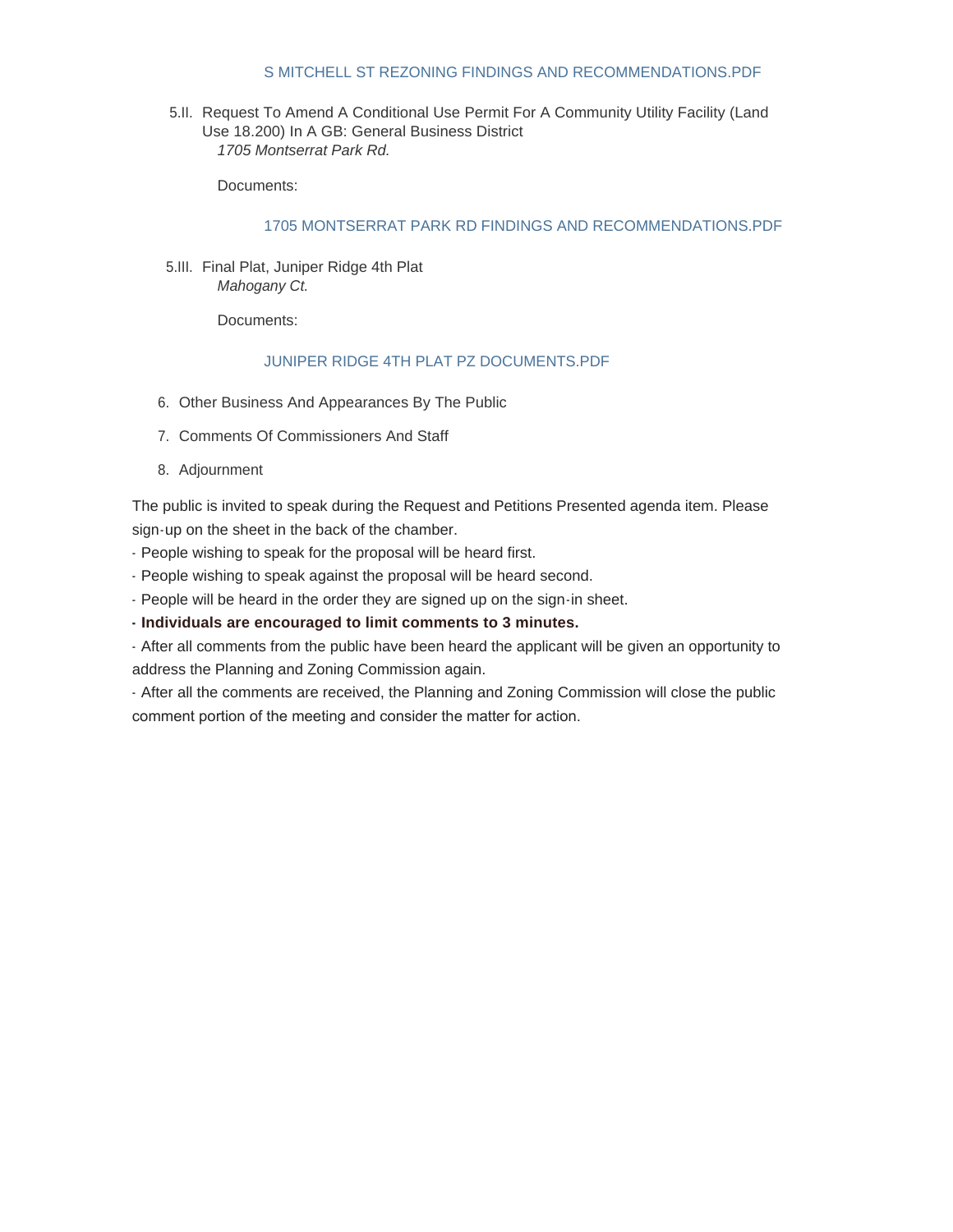S MITCHELL ST REZONING FINDINGS AND RECOMMENDATIONS.PDF

5.II. Request To Amend A Conditional Use Permit For A Community Utility Facility (Land Use 18.200) In A GB: General Business District
*1705 Montserrat Park Rd.*

Documents:

1705 MONTSERRAT PARK RD FINDINGS AND RECOMMENDATIONS.PDF

5.III. Final Plat, Juniper Ridge 4th Plat
*Mahogany Ct.*

Documents:

JUNIPER RIDGE 4TH PLAT PZ DOCUMENTS.PDF

6. Other Business And Appearances By The Public
7. Comments Of Commissioners And Staff
8. Adjournment

The public is invited to speak during the Request and Petitions Presented agenda item. Please sign-up on the sheet in the back of the chamber.

- People wishing to speak for the proposal will be heard first.
- People wishing to speak against the proposal will be heard second.
- People will be heard in the order they are signed up on the sign-in sheet.
- **Individuals are encouraged to limit comments to 3 minutes.**
- After all comments from the public have been heard the applicant will be given an opportunity to address the Planning and Zoning Commission again.
- After all the comments are received, the Planning and Zoning Commission will close the public comment portion of the meeting and consider the matter for action.